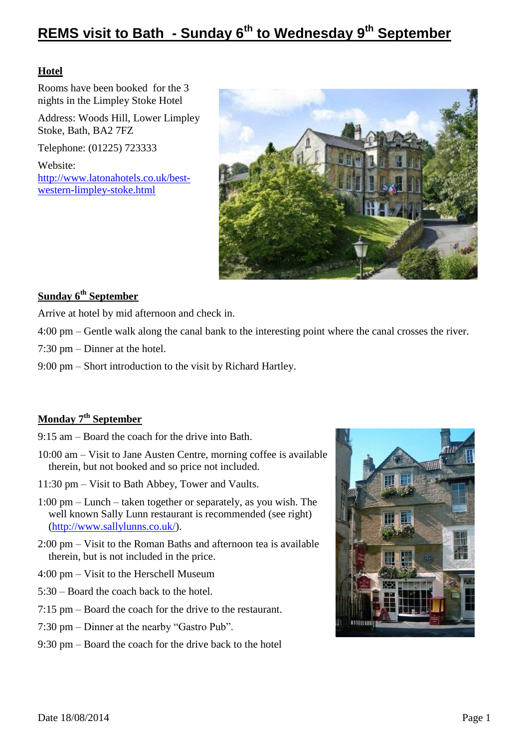# REMS visit to Bath - Sunday 6th to Wednesday 9th September

## Hotel

Rooms have been booked for the 3 nights in the Limpley Stoke Hotel

Address: Woods Hill, Lower Limpley Stoke, Bath, BA2 7FZ

Telephone: (01225) 723333

Website: http://www.latonahotels.co.uk/best-western-limpley-stoke.html

## Sunday 6th September

Arrive at hotel by mid afternoon and check in.

4:00 pm – Gentle walk along the canal bank to the interesting point where the canal crosses the river.

7:30 pm – Dinner at the hotel.

9:00 pm – Short introduction to the visit by Richard Hartley.

## Monday 7th September

9:15 am – Board the coach for the drive into Bath.

10:00 am – Visit to Jane Austen Centre, morning coffee is available therein, but not booked and so price not included.

11:30 pm – Visit to Bath Abbey, Tower and Vaults.

1:00 pm – Lunch – taken together or separately, as you wish. The well known Sally Lunn restaurant is recommended (see right) (http://www.sallylunns.co.uk/).

2:00 pm – Visit to the Roman Baths and afternoon tea is available therein, but is not included in the price.

4:00 pm – Visit to the Herschell Museum

5:30 – Board the coach back to the hotel.

7:15 pm – Board the coach for the drive to the restaurant.

7:30 pm – Dinner at the nearby "Gastro Pub".

9:30 pm – Board the coach for the drive back to the hotel

Date 18/08/2014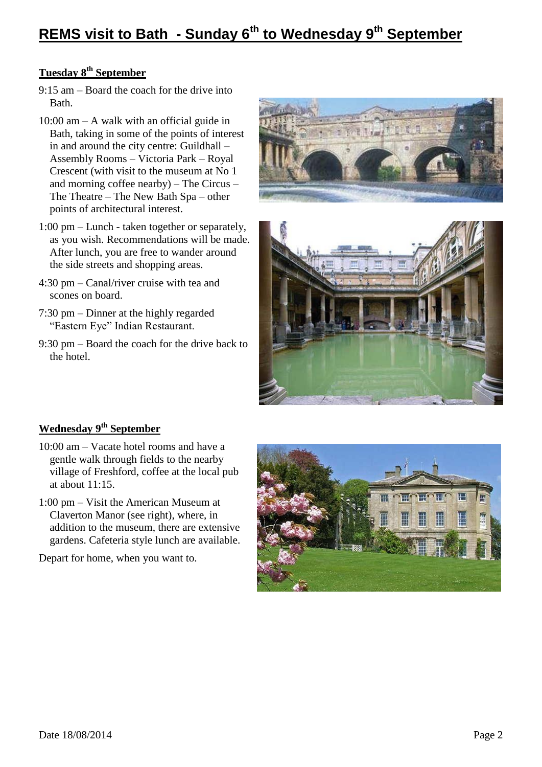# REMS visit to Bath - Sunday 6th to Wednesday 9th September

## Tuesday 8th September

9:15 am – Board the coach for the drive into Bath.

10:00 am – A walk with an official guide in Bath, taking in some of the points of interest in and around the city centre: Guildhall – Assembly Rooms – Victoria Park – Royal Crescent (with visit to the museum at No 1 and morning coffee nearby) – The Circus – The Theatre – The New Bath Spa – other points of architectural interest.

1:00 pm – Lunch - taken together or separately, as you wish. Recommendations will be made. After lunch, you are free to wander around the side streets and shopping areas.

4:30 pm – Canal/river cruise with tea and scones on board.

7:30 pm – Dinner at the highly regarded “Eastern Eye” Indian Restaurant.

9:30 pm – Board the coach for the drive back to the hotel.

## Wednesday 9th September

10:00 am – Vacate hotel rooms and have a gentle walk through fields to the nearby village of Freshford, coffee at the local pub at about 11:15.

1:00 pm – Visit the American Museum at Claverton Manor (see right), where, in addition to the museum, there are extensive gardens. Cafeteria style lunch are available.

Depart for home, when you want to.

Date 18/08/2014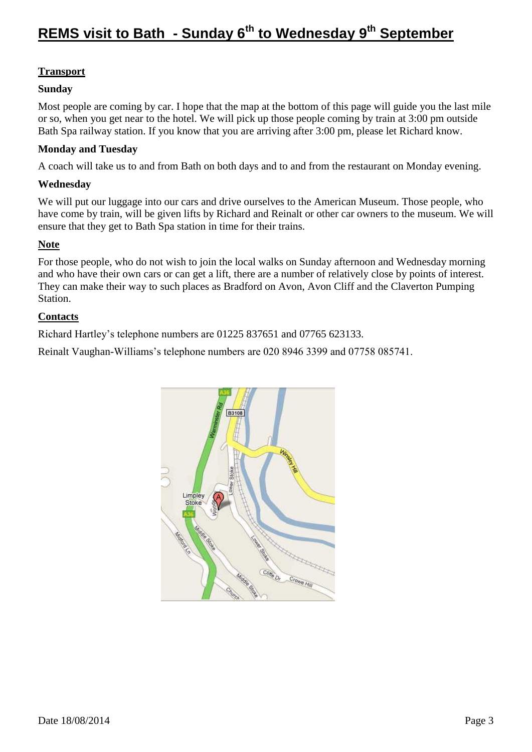# REMS visit to Bath - Sunday 6th to Wednesday 9th September

## Transport

### Sunday

Most people are coming by car. I hope that the map at the bottom of this page will guide you the last mile or so, when you get near to the hotel. We will pick up those people coming by train at 3:00 pm outside Bath Spa railway station. If you know that you are arriving after 3:00 pm, please let Richard know.

### Monday and Tuesday

A coach will take us to and from Bath on both days and to and from the restaurant on Monday evening.

### Wednesday

We will put our luggage into our cars and drive ourselves to the American Museum. Those people, who have come by train, will be given lifts by Richard and Reinalt or other car owners to the museum. We will ensure that they get to Bath Spa station in time for their trains.

## Note

For those people, who do not wish to join the local walks on Sunday afternoon and Wednesday morning and who have their own cars or can get a lift, there are a number of relatively close by points of interest. They can make their way to such places as Bradford on Avon, Avon Cliff and the Claverton Pumping Station.

## Contacts

Richard Hartley's telephone numbers are 01225 837651 and 07765 623133.

Reinalt Vaughan-Williams's telephone numbers are 020 8946 3399 and 07758 085741.

A36
B3108
Warminster Rd
Winsley Hill
Lower Stoke
Limpley Stoke
Woods
A
A36
Midford Ln
Middle Stoke
Lower Stoke
Cliffe Dr
Crowe Hill
Middle Stoke
Church

Date 18/08/2014